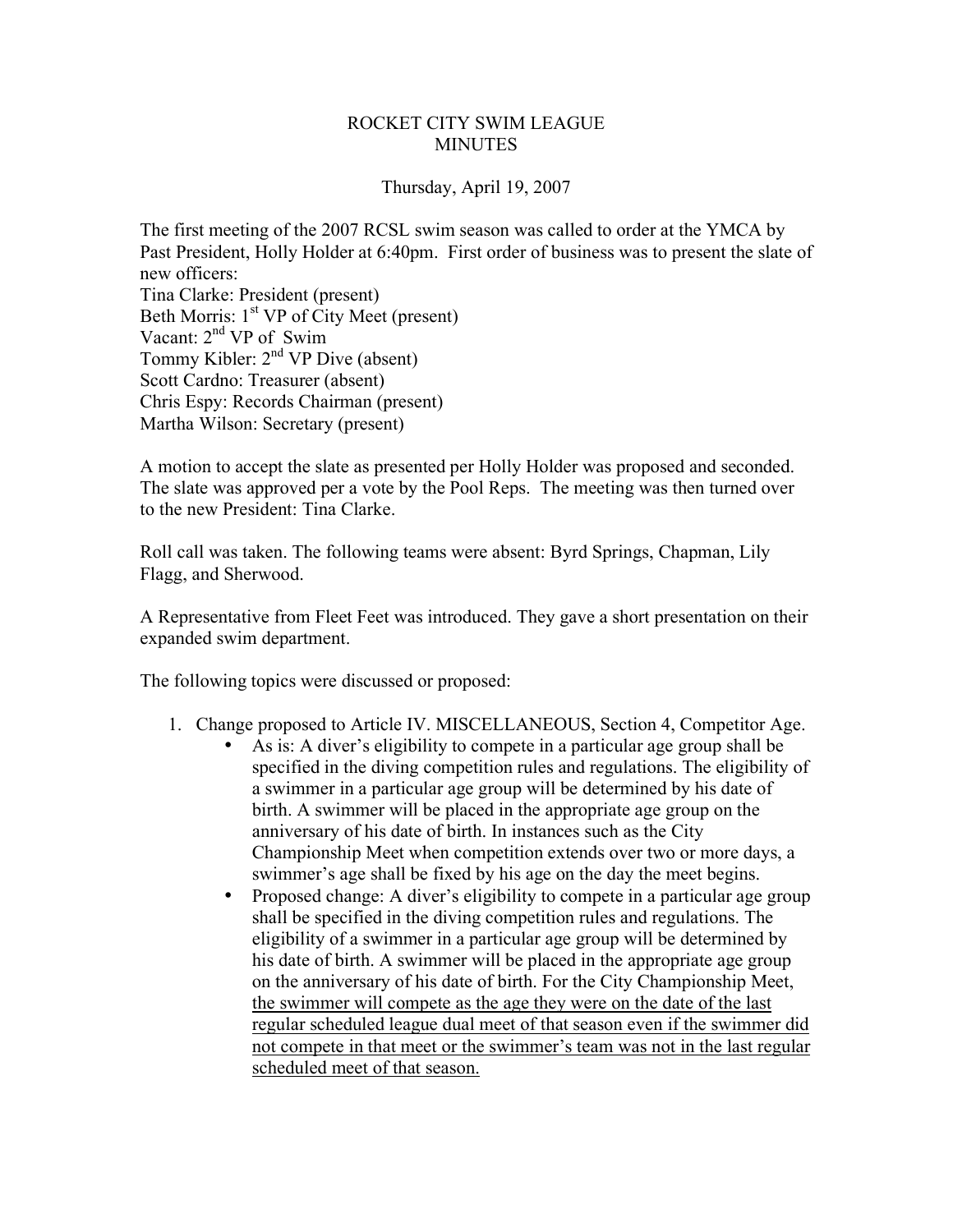# ROCKET CITY SWIM LEAGUE
## MINUTES

Thursday, April 19, 2007

The first meeting of the 2007 RCSL swim season was called to order at the YMCA by Past President, Holly Holder at 6:40pm. First order of business was to present the slate of new officers:
Tina Clarke: President (present)
Beth Morris: 1st VP of City Meet (present)
Vacant: 2nd VP of Swim
Tommy Kibler: 2nd VP Dive (absent)
Scott Cardno: Treasurer (absent)
Chris Espy: Records Chairman (present)
Martha Wilson: Secretary (present)

A motion to accept the slate as presented per Holly Holder was proposed and seconded. The slate was approved per a vote by the Pool Reps. The meeting was then turned over to the new President: Tina Clarke.

Roll call was taken. The following teams were absent: Byrd Springs, Chapman, Lily Flagg, and Sherwood.

A Representative from Fleet Feet was introduced. They gave a short presentation on their expanded swim department.

The following topics were discussed or proposed:

1. Change proposed to Article IV. MISCELLANEOUS, Section 4, Competitor Age.
    - As is: A diver's eligibility to compete in a particular age group shall be specified in the diving competition rules and regulations. The eligibility of a swimmer in a particular age group will be determined by his date of birth. A swimmer will be placed in the appropriate age group on the anniversary of his date of birth. In instances such as the City Championship Meet when competition extends over two or more days, a swimmer's age shall be fixed by his age on the day the meet begins.
    - Proposed change: A diver's eligibility to compete in a particular age group shall be specified in the diving competition rules and regulations. The eligibility of a swimmer in a particular age group will be determined by his date of birth. A swimmer will be placed in the appropriate age group on the anniversary of his date of birth. For the City Championship Meet, <u>the swimmer will compete as the age they were on the date of the last regular scheduled league dual meet of that season even if the swimmer did not compete in that meet or the swimmer's team was not in the last regular scheduled meet of that season.</u>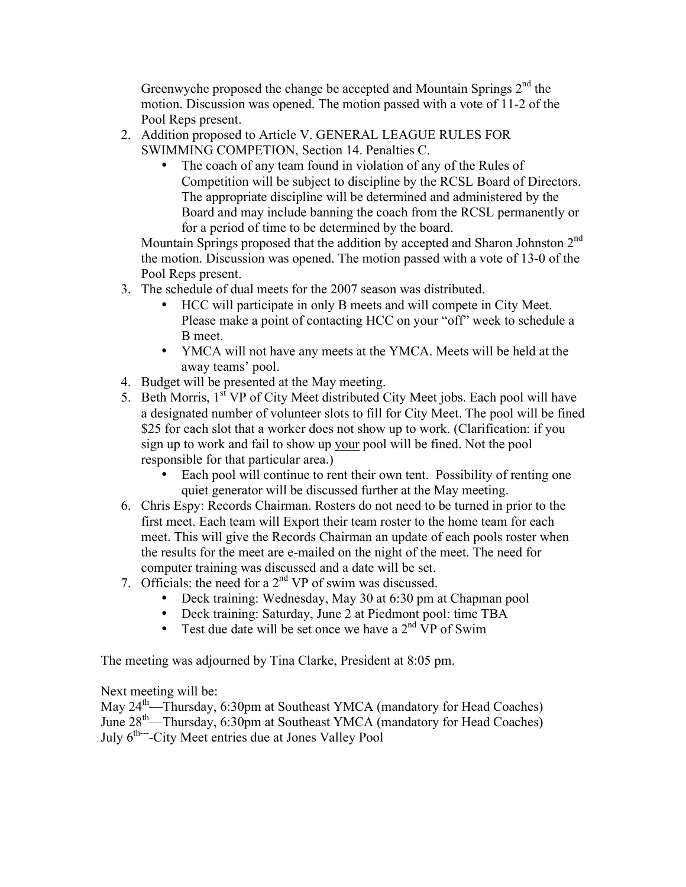Greenwyche proposed the change be accepted and Mountain Springs 2nd the motion. Discussion was opened. The motion passed with a vote of 11-2 of the Pool Reps present.

2. Addition proposed to Article V. GENERAL LEAGUE RULES FOR SWIMMING COMPETION, Section 14. Penalties C.
   - The coach of any team found in violation of any of the Rules of Competition will be subject to discipline by the RCSL Board of Directors. The appropriate discipline will be determined and administered by the Board and may include banning the coach from the RCSL permanently or for a period of time to be determined by the board.

   Mountain Springs proposed that the addition by accepted and Sharon Johnston 2nd the motion. Discussion was opened. The motion passed with a vote of 13-0 of the Pool Reps present.
3. The schedule of dual meets for the 2007 season was distributed.
   - HCC will participate in only B meets and will compete in City Meet. Please make a point of contacting HCC on your "off" week to schedule a B meet.
   - YMCA will not have any meets at the YMCA. Meets will be held at the away teams' pool.
4. Budget will be presented at the May meeting.
5. Beth Morris, 1st VP of City Meet distributed City Meet jobs. Each pool will have a designated number of volunteer slots to fill for City Meet. The pool will be fined $25 for each slot that a worker does not show up to work. (Clarification: if you sign up to work and fail to show up <u>your</u> pool will be fined. Not the pool responsible for that particular area.)
   - Each pool will continue to rent their own tent. Possibility of renting one quiet generator will be discussed further at the May meeting.
6. Chris Espy: Records Chairman. Rosters do not need to be turned in prior to the first meet. Each team will Export their team roster to the home team for each meet. This will give the Records Chairman an update of each pools roster when the results for the meet are e-mailed on the night of the meet. The need for computer training was discussed and a date will be set.
7. Officials: the need for a 2nd VP of swim was discussed.
   - Deck training: Wednesday, May 30 at 6:30 pm at Chapman pool
   - Deck training: Saturday, June 2 at Piedmont pool: time TBA
   - Test due date will be set once we have a 2nd VP of Swim

The meeting was adjourned by Tina Clarke, President at 8:05 pm.

Next meeting will be:
May 24th—Thursday, 6:30pm at Southeast YMCA (mandatory for Head Coaches)
June 28th—Thursday, 6:30pm at Southeast YMCA (mandatory for Head Coaches)
July 6th---City Meet entries due at Jones Valley Pool